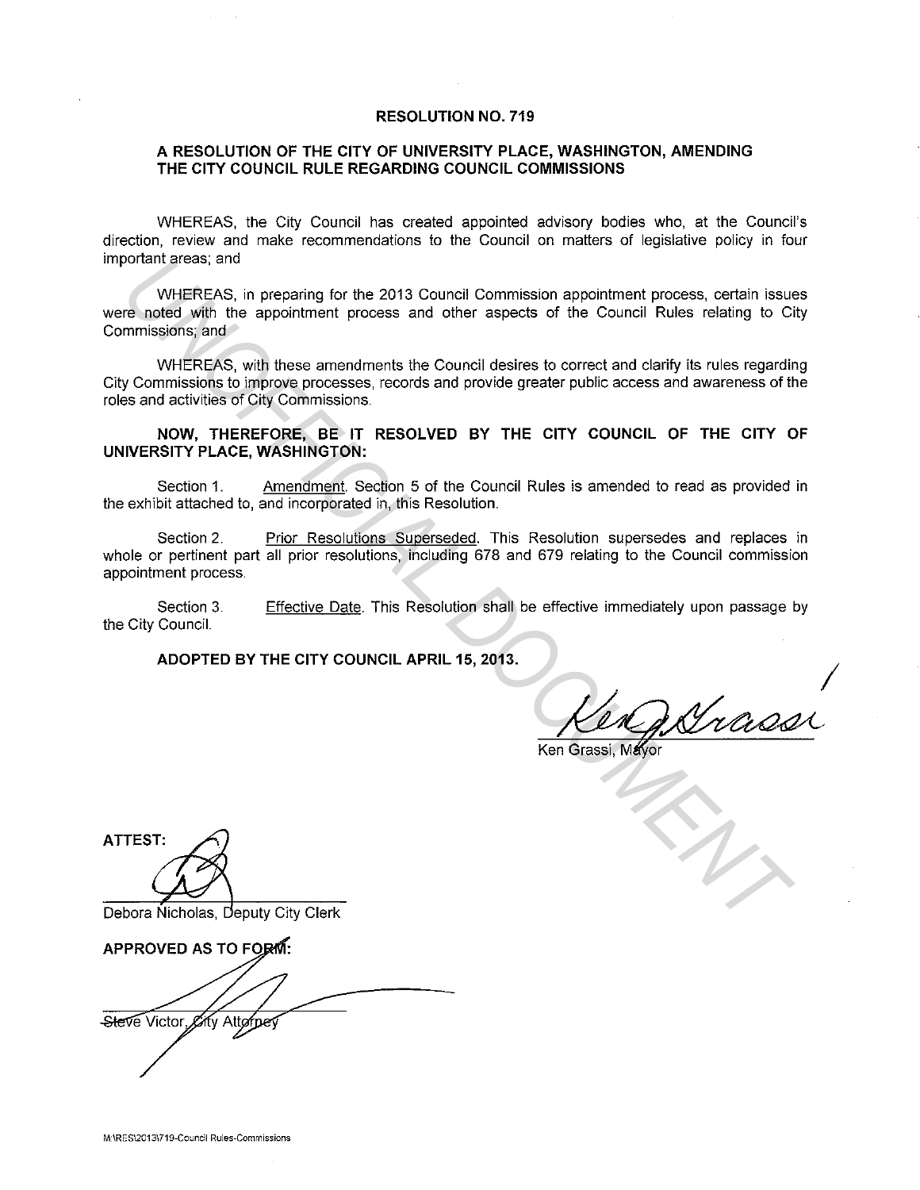# RESOLUTION NO. 719

## A RESOLUTION OF THE CITY OF UNIVERSITY PLACE, WASHINGTON, AMENDING THE CITY COUNCIL RULE REGARDING COUNCIL COMMISSIONS

WHEREAS, the City Council has created appointed advisory bodies who, at the Council's direction, review and make recommendations to the Council on matters of legislative policy in four important areas; and

WHEREAS, in preparing for the 2013 Council Commission appointment process, certain issues were noted with the appointment process and other aspects of the Council Rules relating to City Commissions; and

WHEREAS, with these amendments the Council desires to correct and clarify its rules regarding City Commissions to improve processes, records and provide greater public access and awareness of the roles and activities of City Commissions.

**NOW, THEREFORE, BE IT RESOLVED BY THE CITY COUNCIL OF THE CITY OF UNIVERSITY PLACE, WASHINGTON:**

Section 1. Amendment. Section 5 of the Council Rules is amended to read as provided in the exhibit attached to, and incorporated in, this Resolution.

Section 2. Prior Resolutions Superseded. This Resolution supersedes and replaces in whole or pertinent part all prior resolutions, including 678 and 679 relating to the Council commission appointment process.

Section 3. Effective Date. This Resolution shall be effective immediately upon passage by the City Council.

**ADOPTED BY THE CITY COUNCIL APRIL 15, 2013.**

Ken Grassi, Mayor

**ATTEST:**

Debora Nicholas, Deputy City Clerk

**APPROVED AS TO FORM:**

Steve Victor, City Attorney

M:\RES\2013\719-Council Rules-Commissions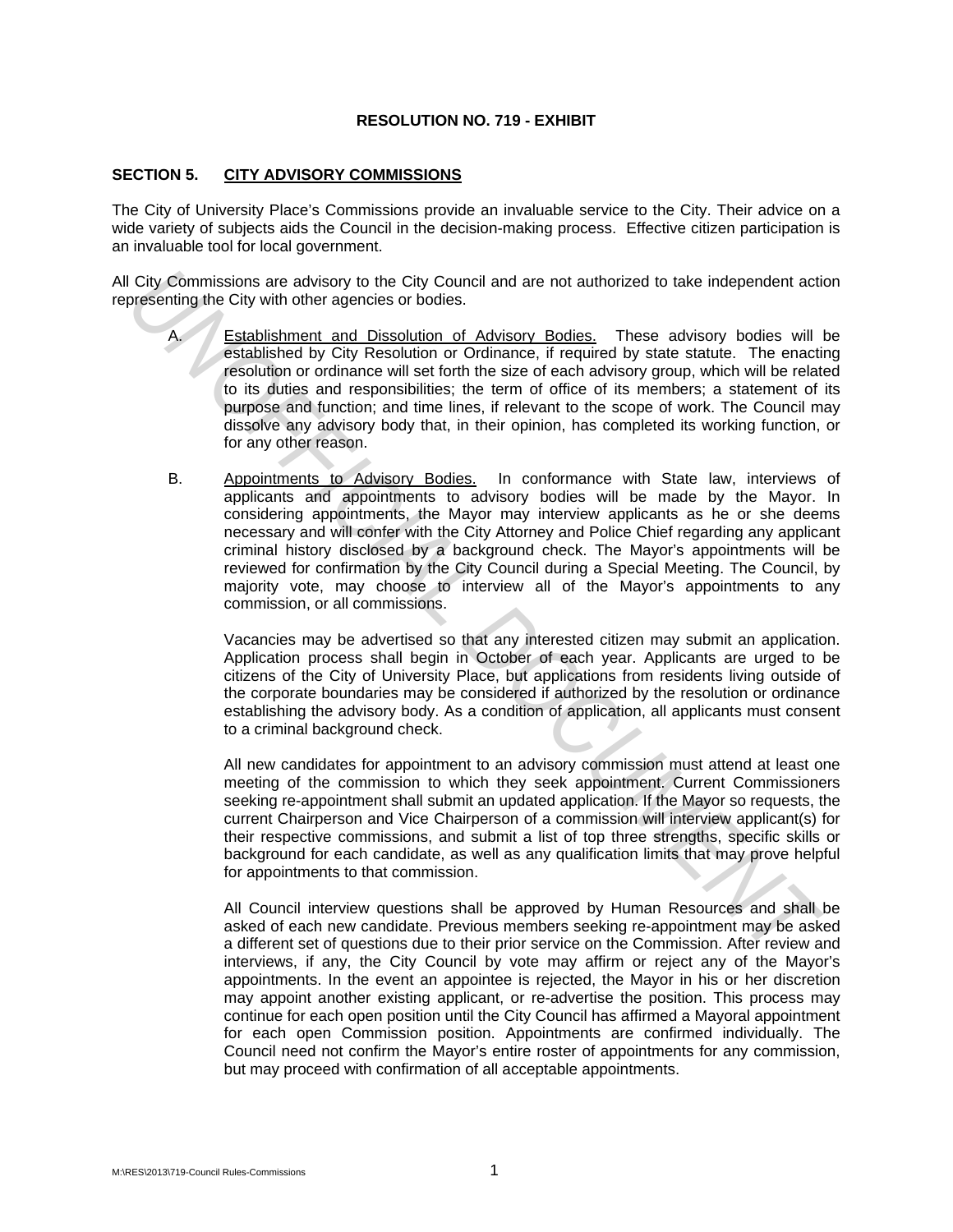**RESOLUTION NO. 719 - EXHIBIT**

## SECTION 5. CITY ADVISORY COMMISSIONS

The City of University Place's Commissions provide an invaluable service to the City. Their advice on a wide variety of subjects aids the Council in the decision-making process. Effective citizen participation is an invaluable tool for local government.

All City Commissions are advisory to the City Council and are not authorized to take independent action representing the City with other agencies or bodies.

A. Establishment and Dissolution of Advisory Bodies. These advisory bodies will be established by City Resolution or Ordinance, if required by state statute. The enacting resolution or ordinance will set forth the size of each advisory group, which will be related to its duties and responsibilities; the term of office of its members; a statement of its purpose and function; and time lines, if relevant to the scope of work. The Council may dissolve any advisory body that, in their opinion, has completed its working function, or for any other reason.

B. Appointments to Advisory Bodies. In conformance with State law, interviews of applicants and appointments to advisory bodies will be made by the Mayor. In considering appointments, the Mayor may interview applicants as he or she deems necessary and will confer with the City Attorney and Police Chief regarding any applicant criminal history disclosed by a background check. The Mayor's appointments will be reviewed for confirmation by the City Council during a Special Meeting. The Council, by majority vote, may choose to interview all of the Mayor's appointments to any commission, or all commissions.

   Vacancies may be advertised so that any interested citizen may submit an application. Application process shall begin in October of each year. Applicants are urged to be citizens of the City of University Place, but applications from residents living outside of the corporate boundaries may be considered if authorized by the resolution or ordinance establishing the advisory body. As a condition of application, all applicants must consent to a criminal background check.

   All new candidates for appointment to an advisory commission must attend at least one meeting of the commission to which they seek appointment. Current Commissioners seeking re-appointment shall submit an updated application. If the Mayor so requests, the current Chairperson and Vice Chairperson of a commission will interview applicant(s) for their respective commissions, and submit a list of top three strengths, specific skills or background for each candidate, as well as any qualification limits that may prove helpful for appointments to that commission.

   All Council interview questions shall be approved by Human Resources and shall be asked of each new candidate. Previous members seeking re-appointment may be asked a different set of questions due to their prior service on the Commission. After review and interviews, if any, the City Council by vote may affirm or reject any of the Mayor's appointments. In the event an appointee is rejected, the Mayor in his or her discretion may appoint another existing applicant, or re-advertise the position. This process may continue for each open position until the City Council has affirmed a Mayoral appointment for each open Commission position. Appointments are confirmed individually. The Council need not confirm the Mayor's entire roster of appointments for any commission, but may proceed with confirmation of all acceptable appointments.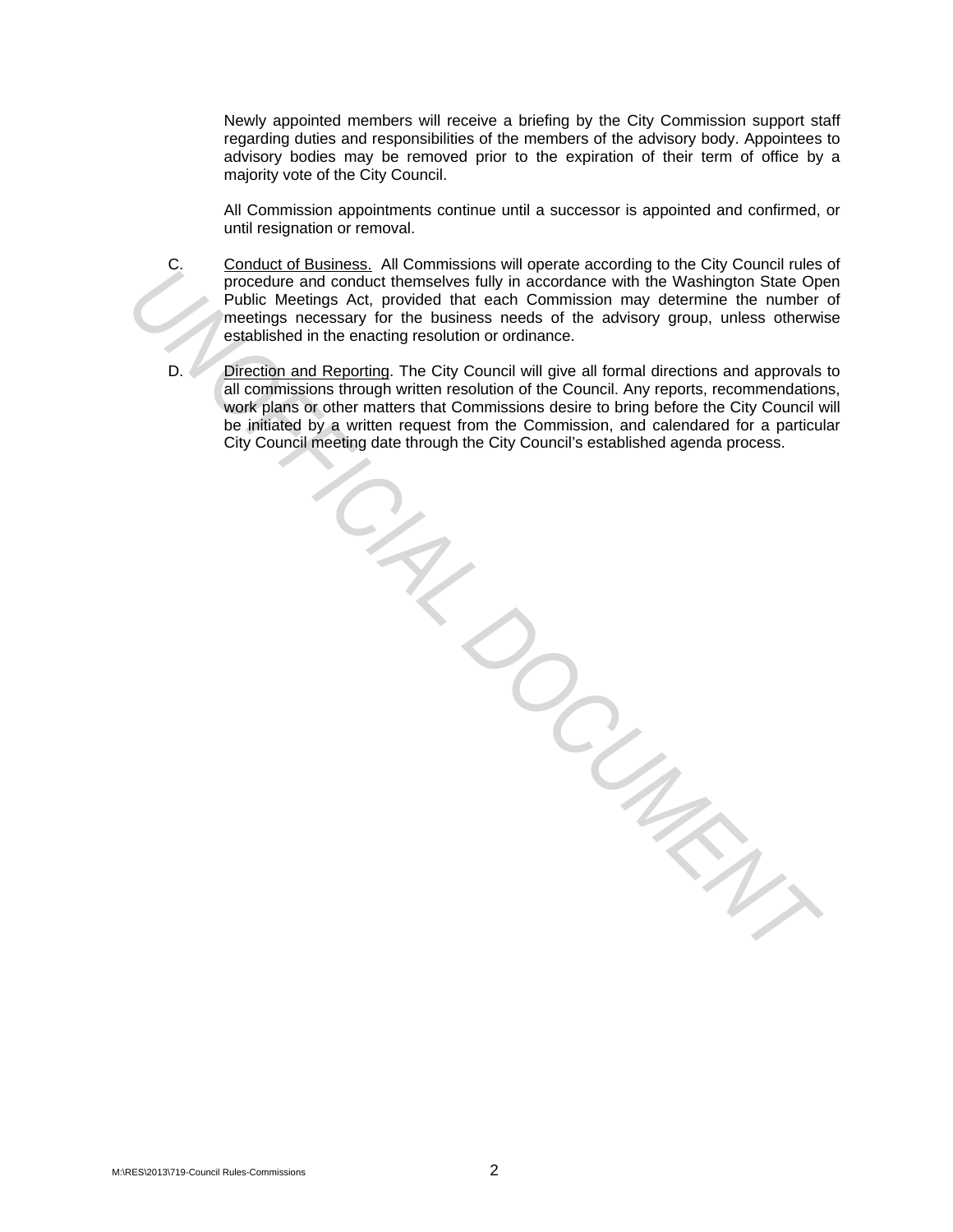Newly appointed members will receive a briefing by the City Commission support staff regarding duties and responsibilities of the members of the advisory body. Appointees to advisory bodies may be removed prior to the expiration of their term of office by a majority vote of the City Council.

All Commission appointments continue until a successor is appointed and confirmed, or until resignation or removal.

C. Conduct of Business. All Commissions will operate according to the City Council rules of procedure and conduct themselves fully in accordance with the Washington State Open Public Meetings Act, provided that each Commission may determine the number of meetings necessary for the business needs of the advisory group, unless otherwise established in the enacting resolution or ordinance.

D. Direction and Reporting. The City Council will give all formal directions and approvals to all commissions through written resolution of the Council. Any reports, recommendations, work plans or other matters that Commissions desire to bring before the City Council will be initiated by a written request from the Commission, and calendared for a particular City Council meeting date through the City Council's established agenda process.

M:\RES\2013\719-Council Rules-Commissions